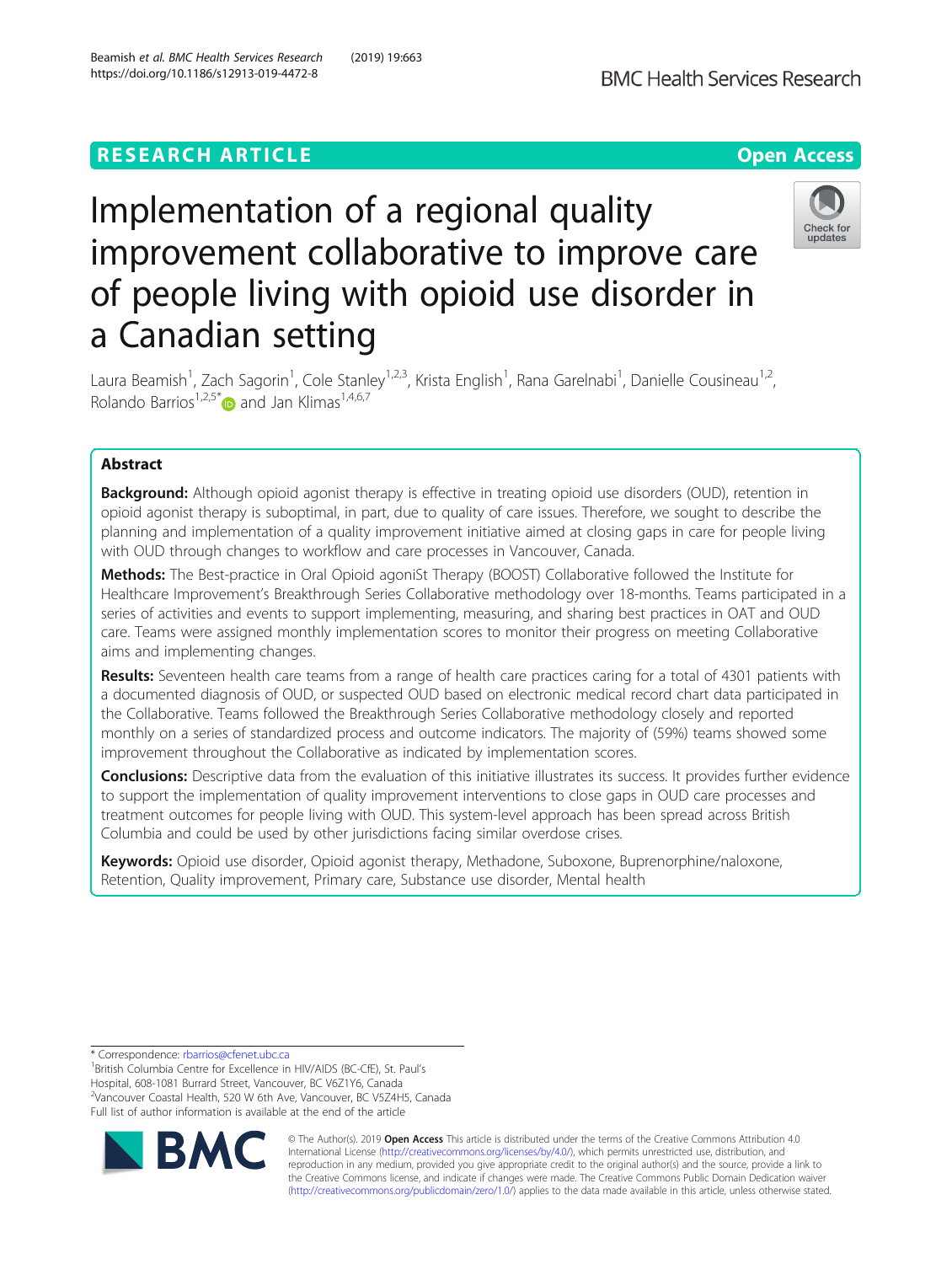RESEARCH ARTICLE

Open Access

# Implementation of a regional quality improvement collaborative to improve care of people living with opioid use disorder in a Canadian setting

Laura Beamish[1], Zach Sagorin[1], Cole Stanley[1,2,3], Krista English[1], Rana Garelnabi[1], Danielle Cousineau[1,2], Rolando Barrios[1,2,5*] and Jan Klimas[1,4,6,7]

## Abstract

**Background:** Although opioid agonist therapy is effective in treating opioid use disorders (OUD), retention in opioid agonist therapy is suboptimal, in part, due to quality of care issues. Therefore, we sought to describe the planning and implementation of a quality improvement initiative aimed at closing gaps in care for people living with OUD through changes to workflow and care processes in Vancouver, Canada.

**Methods:** The Best-practice in Oral Opioid agoniSt Therapy (BOOST) Collaborative followed the Institute for Healthcare Improvement's Breakthrough Series Collaborative methodology over 18-months. Teams participated in a series of activities and events to support implementing, measuring, and sharing best practices in OAT and OUD care. Teams were assigned monthly implementation scores to monitor their progress on meeting Collaborative aims and implementing changes.

**Results:** Seventeen health care teams from a range of health care practices caring for a total of 4301 patients with a documented diagnosis of OUD, or suspected OUD based on electronic medical record chart data participated in the Collaborative. Teams followed the Breakthrough Series Collaborative methodology closely and reported monthly on a series of standardized process and outcome indicators. The majority of (59%) teams showed some improvement throughout the Collaborative as indicated by implementation scores.

**Conclusions:** Descriptive data from the evaluation of this initiative illustrates its success. It provides further evidence to support the implementation of quality improvement interventions to close gaps in OUD care processes and treatment outcomes for people living with OUD. This system-level approach has been spread across British Columbia and could be used by other jurisdictions facing similar overdose crises.

**Keywords:** Opioid use disorder, Opioid agonist therapy, Methadone, Suboxone, Buprenorphine/naloxone, Retention, Quality improvement, Primary care, Substance use disorder, Mental health

---

\* Correspondence: rbarrios@cfenet.ubc.ca

[1]British Columbia Centre for Excellence in HIV/AIDS (BC-CfE), St. Paul's Hospital, 608-1081 Burrard Street, Vancouver, BC V6Z1Y6, Canada

[2]Vancouver Coastal Health, 520 W 6th Ave, Vancouver, BC V5Z4H5, Canada

Full list of author information is available at the end of the article

© The Author(s). 2019 **Open Access** This article is distributed under the terms of the Creative Commons Attribution 4.0 International License (http://creativecommons.org/licenses/by/4.0/), which permits unrestricted use, distribution, and reproduction in any medium, provided you give appropriate credit to the original author(s) and the source, provide a link to the Creative Commons license, and indicate if changes were made. The Creative Commons Public Domain Dedication waiver (http://creativecommons.org/publicdomain/zero/1.0/) applies to the data made available in this article, unless otherwise stated.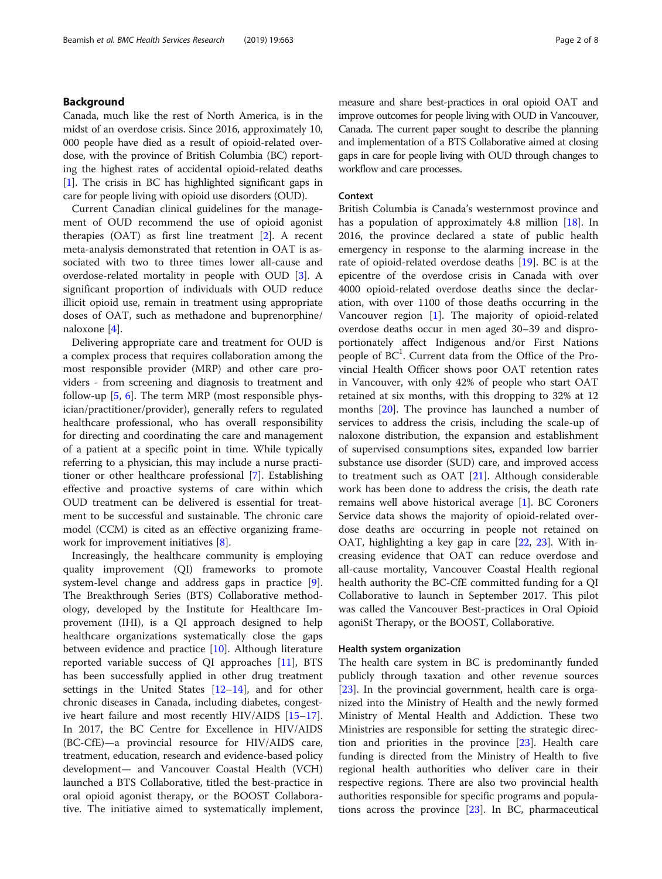## Background

Canada, much like the rest of North America, is in the midst of an overdose crisis. Since 2016, approximately 10, 000 people have died as a result of opioid-related overdose, with the province of British Columbia (BC) reporting the highest rates of accidental opioid-related deaths [1]. The crisis in BC has highlighted significant gaps in care for people living with opioid use disorders (OUD).

Current Canadian clinical guidelines for the management of OUD recommend the use of opioid agonist therapies (OAT) as first line treatment [2]. A recent meta-analysis demonstrated that retention in OAT is associated with two to three times lower all-cause and overdose-related mortality in people with OUD [3]. A significant proportion of individuals with OUD reduce illicit opioid use, remain in treatment using appropriate doses of OAT, such as methadone and buprenorphine/naloxone [4].

Delivering appropriate care and treatment for OUD is a complex process that requires collaboration among the most responsible provider (MRP) and other care providers - from screening and diagnosis to treatment and follow-up [5, 6]. The term MRP (most responsible physician/practitioner/provider), generally refers to regulated healthcare professional, who has overall responsibility for directing and coordinating the care and management of a patient at a specific point in time. While typically referring to a physician, this may include a nurse practitioner or other healthcare professional [7]. Establishing effective and proactive systems of care within which OUD treatment can be delivered is essential for treatment to be successful and sustainable. The chronic care model (CCM) is cited as an effective organizing framework for improvement initiatives [8].

Increasingly, the healthcare community is employing quality improvement (QI) frameworks to promote system-level change and address gaps in practice [9]. The Breakthrough Series (BTS) Collaborative methodology, developed by the Institute for Healthcare Improvement (IHI), is a QI approach designed to help healthcare organizations systematically close the gaps between evidence and practice [10]. Although literature reported variable success of QI approaches [11], BTS has been successfully applied in other drug treatment settings in the United States [12–14], and for other chronic diseases in Canada, including diabetes, congestive heart failure and most recently HIV/AIDS [15–17]. In 2017, the BC Centre for Excellence in HIV/AIDS (BC-CfE)—a provincial resource for HIV/AIDS care, treatment, education, research and evidence-based policy development— and Vancouver Coastal Health (VCH) launched a BTS Collaborative, titled the best-practice in oral opioid agonist therapy, or the BOOST Collaborative. The initiative aimed to systematically implement, measure and share best-practices in oral opioid OAT and improve outcomes for people living with OUD in Vancouver, Canada. The current paper sought to describe the planning and implementation of a BTS Collaborative aimed at closing gaps in care for people living with OUD through changes to workflow and care processes.

### Context

British Columbia is Canada's westernmost province and has a population of approximately 4.8 million [18]. In 2016, the province declared a state of public health emergency in response to the alarming increase in the rate of opioid-related overdose deaths [19]. BC is at the epicentre of the overdose crisis in Canada with over 4000 opioid-related overdose deaths since the declaration, with over 1100 of those deaths occurring in the Vancouver region [1]. The majority of opioid-related overdose deaths occur in men aged 30–39 and disproportionately affect Indigenous and/or First Nations people of BC[1]. Current data from the Office of the Provincial Health Officer shows poor OAT retention rates in Vancouver, with only 42% of people who start OAT retained at six months, with this dropping to 32% at 12 months [20]. The province has launched a number of services to address the crisis, including the scale-up of naloxone distribution, the expansion and establishment of supervised consumptions sites, expanded low barrier substance use disorder (SUD) care, and improved access to treatment such as OAT [21]. Although considerable work has been done to address the crisis, the death rate remains well above historical average [1]. BC Coroners Service data shows the majority of opioid-related overdose deaths are occurring in people not retained on OAT, highlighting a key gap in care [22, 23]. With increasing evidence that OAT can reduce overdose and all-cause mortality, Vancouver Coastal Health regional health authority the BC-CfE committed funding for a QI Collaborative to launch in September 2017. This pilot was called the Vancouver Best-practices in Oral Opioid agoniSt Therapy, or the BOOST, Collaborative.

### Health system organization

The health care system in BC is predominantly funded publicly through taxation and other revenue sources [23]. In the provincial government, health care is organized into the Ministry of Health and the newly formed Ministry of Mental Health and Addiction. These two Ministries are responsible for setting the strategic direction and priorities in the province [23]. Health care funding is directed from the Ministry of Health to five regional health authorities who deliver care in their respective regions. There are also two provincial health authorities responsible for specific programs and populations across the province [23]. In BC, pharmaceutical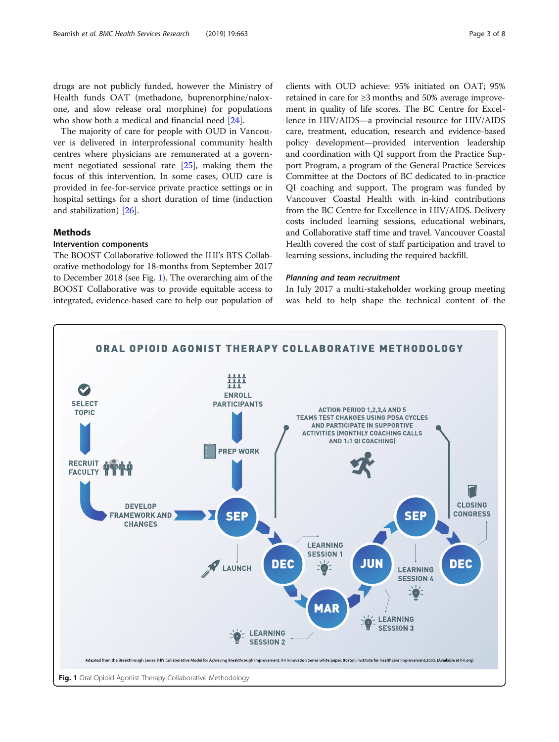drugs are not publicly funded, however the Ministry of Health funds OAT (methadone, buprenorphine/naloxone, and slow release oral morphine) for populations who show both a medical and financial need [24].

The majority of care for people with OUD in Vancouver is delivered in interprofessional community health centres where physicians are remunerated at a government negotiated sessional rate [25], making them the focus of this intervention. In some cases, OUD care is provided in fee-for-service private practice settings or in hospital settings for a short duration of time (induction and stabilization) [26].

## Methods

### Intervention components

The BOOST Collaborative followed the IHI's BTS Collaborative methodology for 18-months from September 2017 to December 2018 (see Fig. 1). The overarching aim of the BOOST Collaborative was to provide equitable access to integrated, evidence-based care to help our population of clients with OUD achieve: 95% initiated on OAT; 95% retained in care for ≥3 months; and 50% average improvement in quality of life scores. The BC Centre for Excellence in HIV/AIDS—a provincial resource for HIV/AIDS care, treatment, education, research and evidence-based policy development—provided intervention leadership and coordination with QI support from the Practice Support Program, a program of the General Practice Services Committee at the Doctors of BC dedicated to in-practice QI coaching and support. The program was funded by Vancouver Coastal Health with in-kind contributions from the BC Centre for Excellence in HIV/AIDS. Delivery costs included learning sessions, educational webinars, and Collaborative staff time and travel. Vancouver Coastal Health covered the cost of staff participation and travel to learning sessions, including the required backfill.

#### *Planning and team recruitment*

In July 2017 a multi-stakeholder working group meeting was held to help shape the technical content of the

**Fig. 1** Oral Opioid Agonist Therapy Collaborative Methodology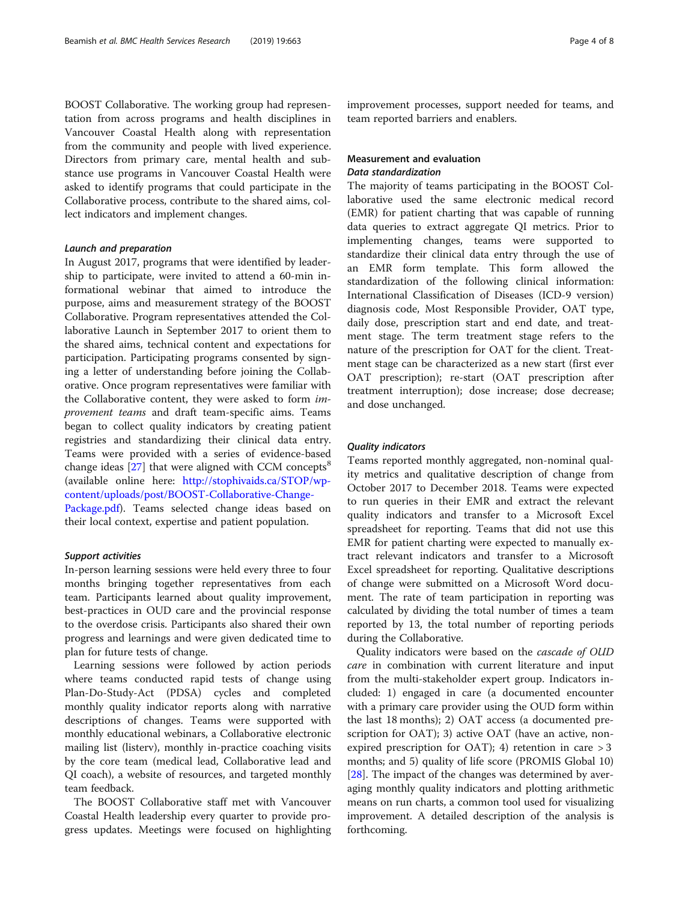BOOST Collaborative. The working group had representation from across programs and health disciplines in Vancouver Coastal Health along with representation from the community and people with lived experience. Directors from primary care, mental health and substance use programs in Vancouver Coastal Health were asked to identify programs that could participate in the Collaborative process, contribute to the shared aims, collect indicators and implement changes.

#### *Launch and preparation*

In August 2017, programs that were identified by leadership to participate, were invited to attend a 60-min informational webinar that aimed to introduce the purpose, aims and measurement strategy of the BOOST Collaborative. Program representatives attended the Collaborative Launch in September 2017 to orient them to the shared aims, technical content and expectations for participation. Participating programs consented by signing a letter of understanding before joining the Collaborative. Once program representatives were familiar with the Collaborative content, they were asked to form *improvement teams* and draft team-specific aims. Teams began to collect quality indicators by creating patient registries and standardizing their clinical data entry. Teams were provided with a series of evidence-based change ideas [27] that were aligned with CCM concepts[8] (available online here: http://stophivaids.ca/STOP/wp-content/uploads/post/BOOST-Collaborative-Change-Package.pdf). Teams selected change ideas based on their local context, expertise and patient population.

#### *Support activities*

In-person learning sessions were held every three to four months bringing together representatives from each team. Participants learned about quality improvement, best-practices in OUD care and the provincial response to the overdose crisis. Participants also shared their own progress and learnings and were given dedicated time to plan for future tests of change.

Learning sessions were followed by action periods where teams conducted rapid tests of change using Plan-Do-Study-Act (PDSA) cycles and completed monthly quality indicator reports along with narrative descriptions of changes. Teams were supported with monthly educational webinars, a Collaborative electronic mailing list (listerv), monthly in-practice coaching visits by the core team (medical lead, Collaborative lead and QI coach), a website of resources, and targeted monthly team feedback.

The BOOST Collaborative staff met with Vancouver Coastal Health leadership every quarter to provide progress updates. Meetings were focused on highlighting improvement processes, support needed for teams, and team reported barriers and enablers.

### Measurement and evaluation

#### *Data standardization*

The majority of teams participating in the BOOST Collaborative used the same electronic medical record (EMR) for patient charting that was capable of running data queries to extract aggregate QI metrics. Prior to implementing changes, teams were supported to standardize their clinical data entry through the use of an EMR form template. This form allowed the standardization of the following clinical information: International Classification of Diseases (ICD-9 version) diagnosis code, Most Responsible Provider, OAT type, daily dose, prescription start and end date, and treatment stage. The term treatment stage refers to the nature of the prescription for OAT for the client. Treatment stage can be characterized as a new start (first ever OAT prescription); re-start (OAT prescription after treatment interruption); dose increase; dose decrease; and dose unchanged.

#### *Quality indicators*

Teams reported monthly aggregated, non-nominal quality metrics and qualitative description of change from October 2017 to December 2018. Teams were expected to run queries in their EMR and extract the relevant quality indicators and transfer to a Microsoft Excel spreadsheet for reporting. Teams that did not use this EMR for patient charting were expected to manually extract relevant indicators and transfer to a Microsoft Excel spreadsheet for reporting. Qualitative descriptions of change were submitted on a Microsoft Word document. The rate of team participation in reporting was calculated by dividing the total number of times a team reported by 13, the total number of reporting periods during the Collaborative.

Quality indicators were based on the *cascade of OUD care* in combination with current literature and input from the multi-stakeholder expert group. Indicators included: 1) engaged in care (a documented encounter with a primary care provider using the OUD form within the last 18 months); 2) OAT access (a documented prescription for OAT); 3) active OAT (have an active, non-expired prescription for OAT); 4) retention in care > 3 months; and 5) quality of life score (PROMIS Global 10) [28]. The impact of the changes was determined by averaging monthly quality indicators and plotting arithmetic means on run charts, a common tool used for visualizing improvement. A detailed description of the analysis is forthcoming.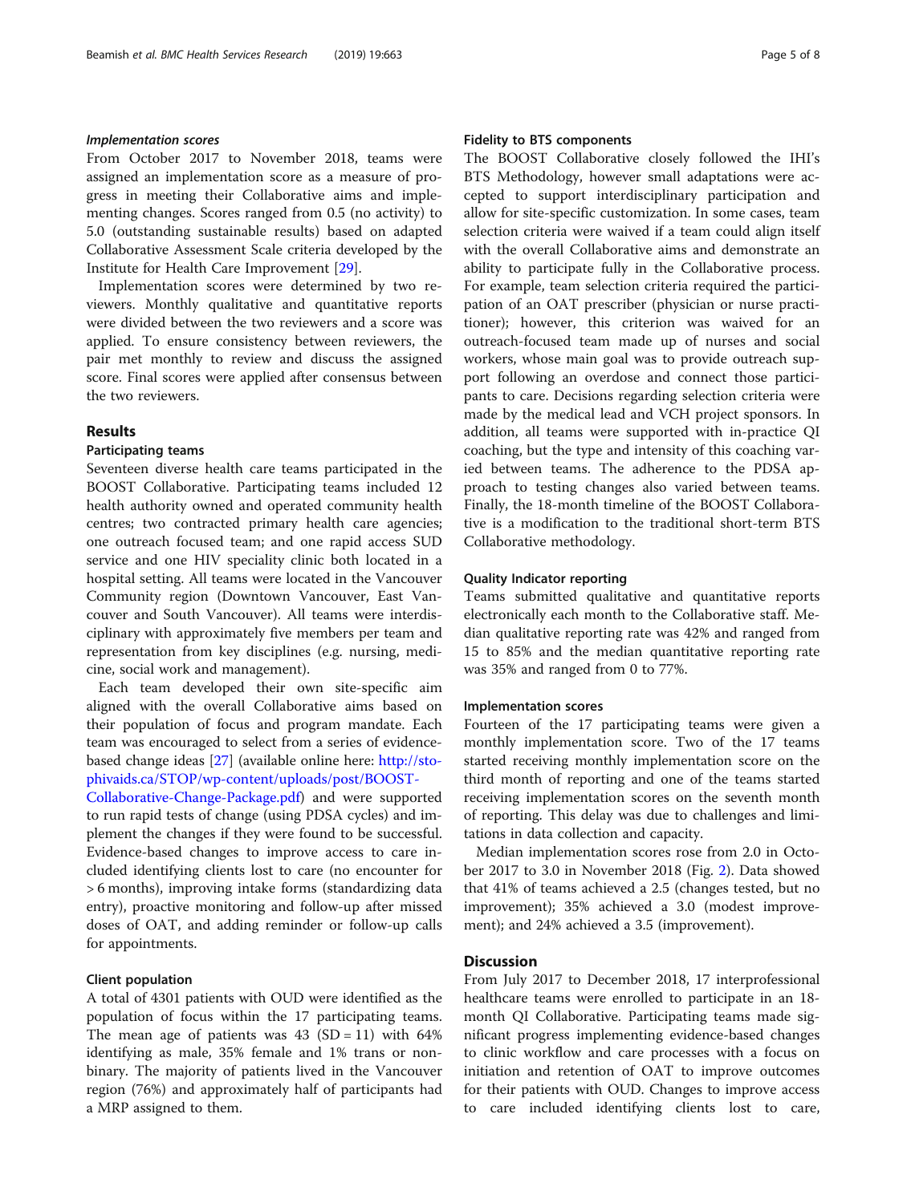#### *Implementation scores*

From October 2017 to November 2018, teams were assigned an implementation score as a measure of progress in meeting their Collaborative aims and implementing changes. Scores ranged from 0.5 (no activity) to 5.0 (outstanding sustainable results) based on adapted Collaborative Assessment Scale criteria developed by the Institute for Health Care Improvement [29].

Implementation scores were determined by two reviewers. Monthly qualitative and quantitative reports were divided between the two reviewers and a score was applied. To ensure consistency between reviewers, the pair met monthly to review and discuss the assigned score. Final scores were applied after consensus between the two reviewers.

## Results

### Participating teams

Seventeen diverse health care teams participated in the BOOST Collaborative. Participating teams included 12 health authority owned and operated community health centres; two contracted primary health care agencies; one outreach focused team; and one rapid access SUD service and one HIV speciality clinic both located in a hospital setting. All teams were located in the Vancouver Community region (Downtown Vancouver, East Vancouver and South Vancouver). All teams were interdisciplinary with approximately five members per team and representation from key disciplines (e.g. nursing, medicine, social work and management).

Each team developed their own site-specific aim aligned with the overall Collaborative aims based on their population of focus and program mandate. Each team was encouraged to select from a series of evidence-based change ideas [27] (available online here: http://stophivaids.ca/STOP/wp-content/uploads/post/BOOST-Collaborative-Change-Package.pdf) and were supported to run rapid tests of change (using PDSA cycles) and implement the changes if they were found to be successful. Evidence-based changes to improve access to care included identifying clients lost to care (no encounter for > 6 months), improving intake forms (standardizing data entry), proactive monitoring and follow-up after missed doses of OAT, and adding reminder or follow-up calls for appointments.

### Client population

A total of 4301 patients with OUD were identified as the population of focus within the 17 participating teams. The mean age of patients was 43 (SD = 11) with 64% identifying as male, 35% female and 1% trans or non-binary. The majority of patients lived in the Vancouver region (76%) and approximately half of participants had a MRP assigned to them.

### Fidelity to BTS components

The BOOST Collaborative closely followed the IHI's BTS Methodology, however small adaptations were accepted to support interdisciplinary participation and allow for site-specific customization. In some cases, team selection criteria were waived if a team could align itself with the overall Collaborative aims and demonstrate an ability to participate fully in the Collaborative process. For example, team selection criteria required the participation of an OAT prescriber (physician or nurse practitioner); however, this criterion was waived for an outreach-focused team made up of nurses and social workers, whose main goal was to provide outreach support following an overdose and connect those participants to care. Decisions regarding selection criteria were made by the medical lead and VCH project sponsors. In addition, all teams were supported with in-practice QI coaching, but the type and intensity of this coaching varied between teams. The adherence to the PDSA approach to testing changes also varied between teams. Finally, the 18-month timeline of the BOOST Collaborative is a modification to the traditional short-term BTS Collaborative methodology.

### Quality Indicator reporting

Teams submitted qualitative and quantitative reports electronically each month to the Collaborative staff. Median qualitative reporting rate was 42% and ranged from 15 to 85% and the median quantitative reporting rate was 35% and ranged from 0 to 77%.

### Implementation scores

Fourteen of the 17 participating teams were given a monthly implementation score. Two of the 17 teams started receiving monthly implementation score on the third month of reporting and one of the teams started receiving implementation scores on the seventh month of reporting. This delay was due to challenges and limitations in data collection and capacity.

Median implementation scores rose from 2.0 in October 2017 to 3.0 in November 2018 (Fig. 2). Data showed that 41% of teams achieved a 2.5 (changes tested, but no improvement); 35% achieved a 3.0 (modest improvement); and 24% achieved a 3.5 (improvement).

## Discussion

From July 2017 to December 2018, 17 interprofessional healthcare teams were enrolled to participate in an 18-month QI Collaborative. Participating teams made significant progress implementing evidence-based changes to clinic workflow and care processes with a focus on initiation and retention of OAT to improve outcomes for their patients with OUD. Changes to improve access to care included identifying clients lost to care,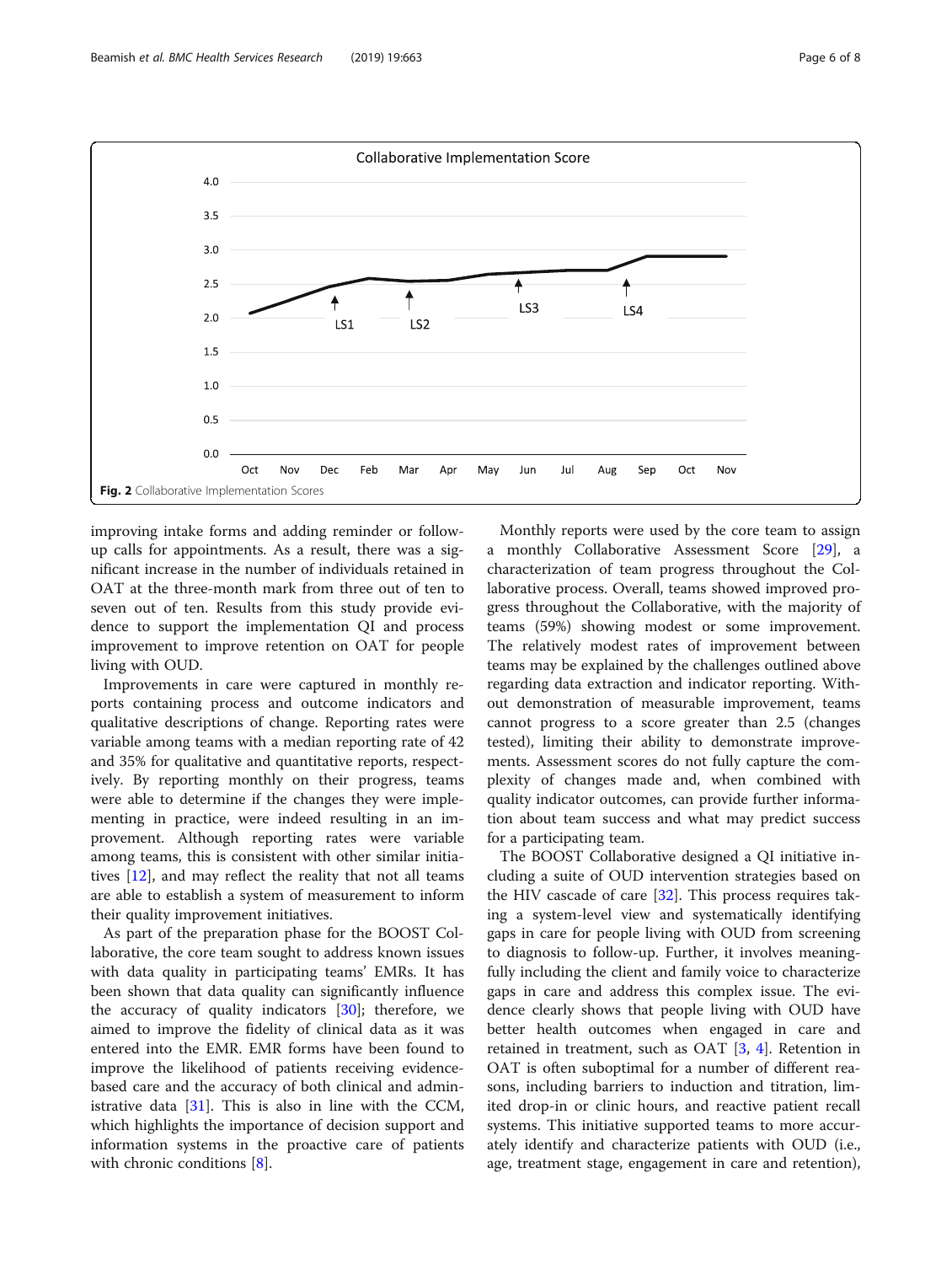Fig. 2 Collaborative Implementation Scores

improving intake forms and adding reminder or follow-up calls for appointments. As a result, there was a significant increase in the number of individuals retained in OAT at the three-month mark from three out of ten to seven out of ten. Results from this study provide evidence to support the implementation QI and process improvement to improve retention on OAT for people living with OUD.

Improvements in care were captured in monthly reports containing process and outcome indicators and qualitative descriptions of change. Reporting rates were variable among teams with a median reporting rate of 42 and 35% for qualitative and quantitative reports, respectively. By reporting monthly on their progress, teams were able to determine if the changes they were implementing in practice, were indeed resulting in an improvement. Although reporting rates were variable among teams, this is consistent with other similar initiatives [12], and may reflect the reality that not all teams are able to establish a system of measurement to inform their quality improvement initiatives.

As part of the preparation phase for the BOOST Collaborative, the core team sought to address known issues with data quality in participating teams' EMRs. It has been shown that data quality can significantly influence the accuracy of quality indicators [30]; therefore, we aimed to improve the fidelity of clinical data as it was entered into the EMR. EMR forms have been found to improve the likelihood of patients receiving evidence-based care and the accuracy of both clinical and administrative data [31]. This is also in line with the CCM, which highlights the importance of decision support and information systems in the proactive care of patients with chronic conditions [8].

Monthly reports were used by the core team to assign a monthly Collaborative Assessment Score [29], a characterization of team progress throughout the Collaborative process. Overall, teams showed improved progress throughout the Collaborative, with the majority of teams (59%) showing modest or some improvement. The relatively modest rates of improvement between teams may be explained by the challenges outlined above regarding data extraction and indicator reporting. Without demonstration of measurable improvement, teams cannot progress to a score greater than 2.5 (changes tested), limiting their ability to demonstrate improvements. Assessment scores do not fully capture the complexity of changes made and, when combined with quality indicator outcomes, can provide further information about team success and what may predict success for a participating team.

The BOOST Collaborative designed a QI initiative including a suite of OUD intervention strategies based on the HIV cascade of care [32]. This process requires taking a system-level view and systematically identifying gaps in care for people living with OUD from screening to diagnosis to follow-up. Further, it involves meaningfully including the client and family voice to characterize gaps in care and address this complex issue. The evidence clearly shows that people living with OUD have better health outcomes when engaged in care and retained in treatment, such as OAT [3, 4]. Retention in OAT is often suboptimal for a number of different reasons, including barriers to induction and titration, limited drop-in or clinic hours, and reactive patient recall systems. This initiative supported teams to more accurately identify and characterize patients with OUD (i.e., age, treatment stage, engagement in care and retention),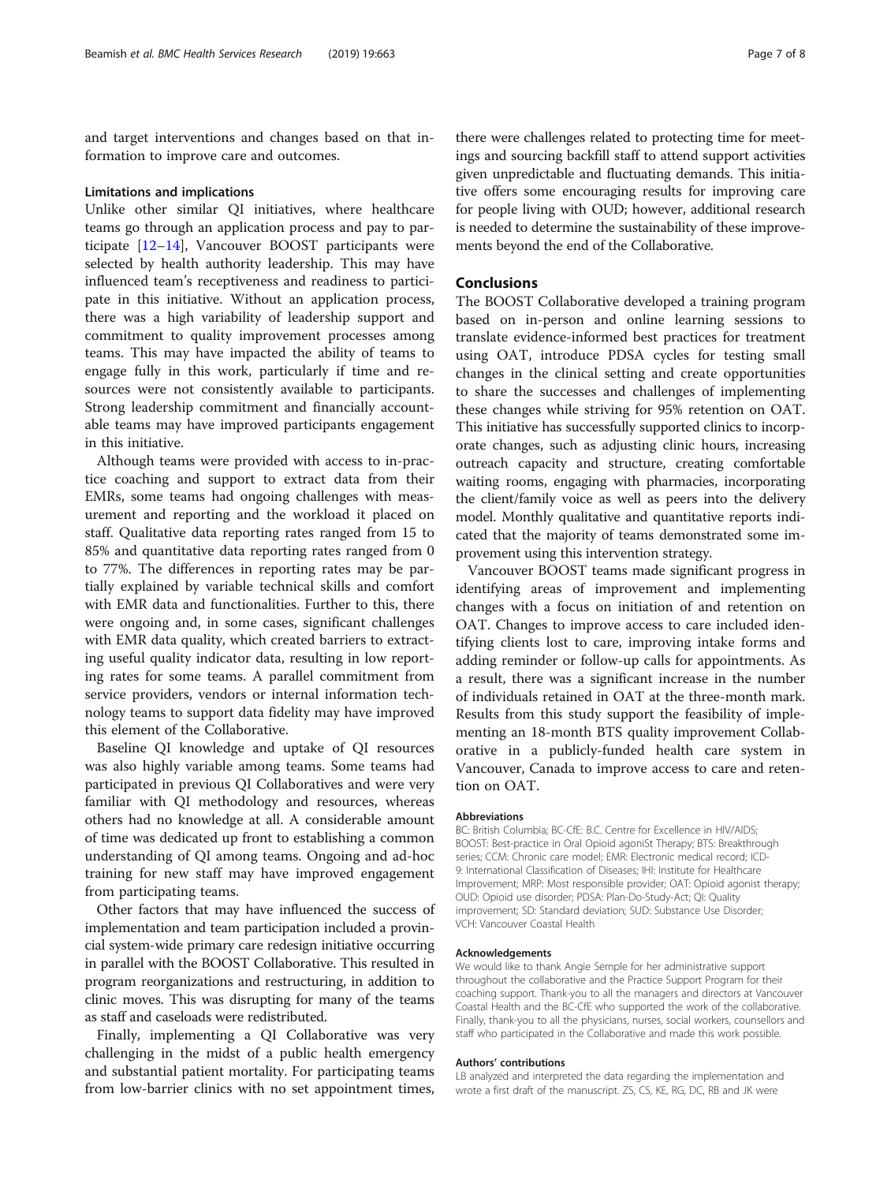and target interventions and changes based on that information to improve care and outcomes.

### Limitations and implications

Unlike other similar QI initiatives, where healthcare teams go through an application process and pay to participate [12–14], Vancouver BOOST participants were selected by health authority leadership. This may have influenced team's receptiveness and readiness to participate in this initiative. Without an application process, there was a high variability of leadership support and commitment to quality improvement processes among teams. This may have impacted the ability of teams to engage fully in this work, particularly if time and resources were not consistently available to participants. Strong leadership commitment and financially accountable teams may have improved participants engagement in this initiative.

Although teams were provided with access to in-practice coaching and support to extract data from their EMRs, some teams had ongoing challenges with measurement and reporting and the workload it placed on staff. Qualitative data reporting rates ranged from 15 to 85% and quantitative data reporting rates ranged from 0 to 77%. The differences in reporting rates may be partially explained by variable technical skills and comfort with EMR data and functionalities. Further to this, there were ongoing and, in some cases, significant challenges with EMR data quality, which created barriers to extracting useful quality indicator data, resulting in low reporting rates for some teams. A parallel commitment from service providers, vendors or internal information technology teams to support data fidelity may have improved this element of the Collaborative.

Baseline QI knowledge and uptake of QI resources was also highly variable among teams. Some teams had participated in previous QI Collaboratives and were very familiar with QI methodology and resources, whereas others had no knowledge at all. A considerable amount of time was dedicated up front to establishing a common understanding of QI among teams. Ongoing and ad-hoc training for new staff may have improved engagement from participating teams.

Other factors that may have influenced the success of implementation and team participation included a provincial system-wide primary care redesign initiative occurring in parallel with the BOOST Collaborative. This resulted in program reorganizations and restructuring, in addition to clinic moves. This was disrupting for many of the teams as staff and caseloads were redistributed.

Finally, implementing a QI Collaborative was very challenging in the midst of a public health emergency and substantial patient mortality. For participating teams from low-barrier clinics with no set appointment times, there were challenges related to protecting time for meetings and sourcing backfill staff to attend support activities given unpredictable and fluctuating demands. This initiative offers some encouraging results for improving care for people living with OUD; however, additional research is needed to determine the sustainability of these improvements beyond the end of the Collaborative.

## Conclusions

The BOOST Collaborative developed a training program based on in-person and online learning sessions to translate evidence-informed best practices for treatment using OAT, introduce PDSA cycles for testing small changes in the clinical setting and create opportunities to share the successes and challenges of implementing these changes while striving for 95% retention on OAT. This initiative has successfully supported clinics to incorporate changes, such as adjusting clinic hours, increasing outreach capacity and structure, creating comfortable waiting rooms, engaging with pharmacies, incorporating the client/family voice as well as peers into the delivery model. Monthly qualitative and quantitative reports indicated that the majority of teams demonstrated some improvement using this intervention strategy.

Vancouver BOOST teams made significant progress in identifying areas of improvement and implementing changes with a focus on initiation of and retention on OAT. Changes to improve access to care included identifying clients lost to care, improving intake forms and adding reminder or follow-up calls for appointments. As a result, there was a significant increase in the number of individuals retained in OAT at the three-month mark. Results from this study support the feasibility of implementing an 18-month BTS quality improvement Collaborative in a publicly-funded health care system in Vancouver, Canada to improve access to care and retention on OAT.

#### Abbreviations

BC: British Columbia; BC-CfE: B.C. Centre for Excellence in HIV/AIDS; BOOST: Best-practice in Oral Opioid agoniSt Therapy; BTS: Breakthrough series; CCM: Chronic care model; EMR: Electronic medical record; ICD-9: International Classification of Diseases; IHI: Institute for Healthcare Improvement; MRP: Most responsible provider; OAT: Opioid agonist therapy; OUD: Opioid use disorder; PDSA: Plan-Do-Study-Act; QI: Quality improvement; SD: Standard deviation; SUD: Substance Use Disorder; VCH: Vancouver Coastal Health

#### Acknowledgements

We would like to thank Angie Semple for her administrative support throughout the collaborative and the Practice Support Program for their coaching support. Thank-you to all the managers and directors at Vancouver Coastal Health and the BC-CfE who supported the work of the collaborative. Finally, thank-you to all the physicians, nurses, social workers, counsellors and staff who participated in the Collaborative and made this work possible.

#### Authors' contributions

LB analyzed and interpreted the data regarding the implementation and wrote a first draft of the manuscript. ZS, CS, KE, RG, DC, RB and JK were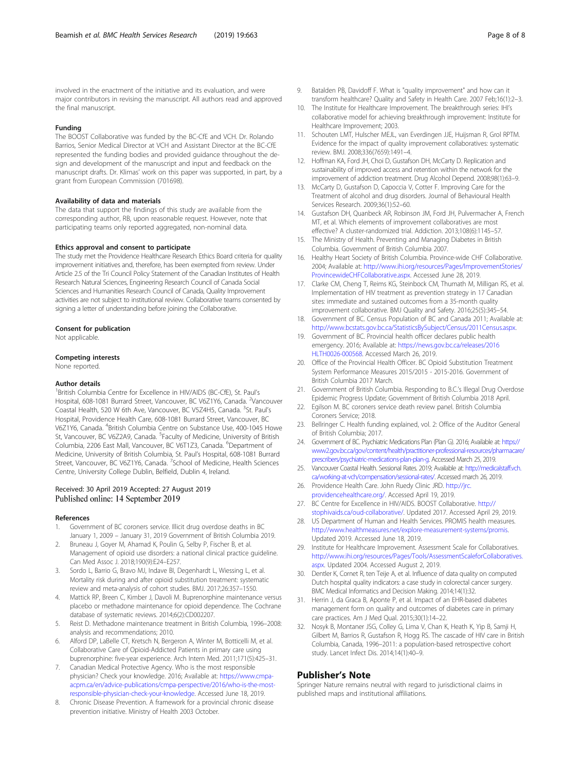involved in the enactment of the initiative and its evaluation, and were major contributors in revising the manuscript. All authors read and approved the final manuscript.

### Funding

The BOOST Collaborative was funded by the BC-CfE and VCH. Dr. Rolando Barrios, Senior Medical Director at VCH and Assistant Director at the BC-CfE represented the funding bodies and provided guidance throughout the design and development of the manuscript and input and feedback on the manuscript drafts. Dr. Klimas' work on this paper was supported, in part, by a grant from European Commission (701698).

### Availability of data and materials

The data that support the findings of this study are available from the corresponding author, RB, upon reasonable request. However, note that participating teams only reported aggregated, non-nominal data.

### Ethics approval and consent to participate

The study met the Providence Healthcare Research Ethics Board criteria for quality improvement initiatives and, therefore, has been exempted from review. Under Article 2.5 of the Tri Council Policy Statement of the Canadian Institutes of Health Research Natural Sciences, Engineering Research Council of Canada Social Sciences and Humanities Research Council of Canada, Quality Improvement activities are not subject to institutional review. Collaborative teams consented by signing a letter of understanding before joining the Collaborative.

### Consent for publication

Not applicable.

### Competing interests

None reported.

### Author details

[1]British Columbia Centre for Excellence in HIV/AIDS (BC-CfE), St. Paul's Hospital, 608-1081 Burrard Street, Vancouver, BC V6Z1Y6, Canada. [2]Vancouver Coastal Health, 520 W 6th Ave, Vancouver, BC V5Z4H5, Canada. [3]St. Paul's Hospital, Providence Health Care, 608-1081 Burrard Street, Vancouver, BC V6Z1Y6, Canada. [4]British Columbia Centre on Substance Use, 400-1045 Howe St, Vancouver, BC V6Z2A9, Canada. [5]Faculty of Medicine, University of British Columbia, 2206 East Mall, Vancouver, BC V6T1Z3, Canada. [6]Department of Medicine, University of British Columbia, St. Paul's Hospital, 608-1081 Burrard Street, Vancouver, BC V6Z1Y6, Canada. [7]School of Medicine, Health Sciences Centre, University College Dublin, Belfield, Dublin 4, Ireland.

Received: 30 April 2019 Accepted: 27 August 2019
Published online: 14 September 2019

### References

1. Government of BC coroners service. Illicit drug overdose deaths in BC January 1, 2009 – January 31, 2019 Government of British Columbia 2019.
2. Bruneau J, Goyer M, Ahamad K, Poulin G, Selby P, Fischer B, et al. Management of opioid use disorders: a national clinical practice guideline. Can Med Assoc J. 2018;190(9):E24–E257.
3. Sordo L, Barrio G, Bravo MJ, Indave BI, Degenhardt L, Wiessing L, et al. Mortality risk during and after opioid substitution treatment: systematic review and meta-analysis of cohort studies. BMJ. 2017;26:357–1550.
4. Mattick RP, Breen C, Kimber J, Davoli M. Buprenorphine maintenance versus placebo or methadone maintenance for opioid dependence. The Cochrane database of systematic reviews. 2014;6(2):CD002207.
5. Reist D. Methadone maintenance treatment in British Columbia, 1996–2008: analysis and recommendations; 2010.
6. Alford DP, LaBelle CT, Kretsch N, Bergeron A, Winter M, Botticelli M, et al. Collaborative Care of Opioid-Addicted Patients in primary care using buprenorphine: five-year experience. Arch Intern Med. 2011;171(5):425–31.
7. Canadian Medical Protective Agency. Who is the most responsible physician? Check your knowledge. 2016; Available at: https://www.cmpa-acpm.ca/en/advice-publications/cmpa-perspective/2016/who-is-the-most-responsible-physician-check-your-knowledge. Accessed June 18, 2019.
8. Chronic Disease Prevention. A framework for a provincial chronic disease prevention initiative. Ministry of Health 2003 October.
9. Batalden PB, Davidoff F. What is "quality improvement" and how can it transform healthcare? Quality and Safety in Health Care. 2007 Feb;16(1):2–3.
10. The Institute for Healthcare Improvement. The breakthrough series: IHI's collaborative model for achieving breakthrough improvement: Institute for Healthcare Improvement; 2003.
11. Schouten LMT, Hulscher MEJL, van Everdingen JJE, Huijsman R, Grol RPTM. Evidence for the impact of quality improvement collaboratives: systematic review. BMJ. 2008;336(7659):1491–4.
12. Hoffman KA, Ford JH, Choi D, Gustafson DH, McCarty D. Replication and sustainability of improved access and retention within the network for the improvement of addiction treatment. Drug Alcohol Depend. 2008;98(1):63–9.
13. McCarty D, Gustafson D, Capoccia V, Cotter F. Improving Care for the Treatment of alcohol and drug disorders. Journal of Behavioural Health Services Research. 2009;36(1):52–60.
14. Gustafson DH, Quanbeck AR, Robinson JM, Ford JH, Pulvermacher A, French MT, et al. Which elements of improvement collaboratives are most effective? A cluster-randomized trial. Addiction. 2013;108(6):1145–57.
15. The Ministry of Health. Preventing and Managing Diabetes in British Columbia. Government of British Columbia 2007.
16. Healthy Heart Society of British Columbia. Province-wide CHF Collaborative. 2004; Available at: http://www.ihi.org/resources/Pages/ImprovementStories/ProvincewideCHFCollaborative.aspx. Accessed June 28, 2019.
17. Clarke CM, Cheng T, Reims KG, Steinbock CM, Thumath M, Milligan RS, et al. Implementation of HIV treatment as prevention strategy in 17 Canadian sites: immediate and sustained outcomes from a 35-month quality improvement collaborative. BMJ Quality and Safety. 2016;25(5):345–54.
18. Government of BC. Census Population of BC and Canada 2011; Available at: http://www.bcstats.gov.bc.ca/StatisticsBySubject/Census/2011Census.aspx.
19. Government of BC. Provincial health officer declares public health emergency. 2016; Available at: https://news.gov.bc.ca/releases/2016HLTH0026-000568. Accessed March 26, 2019.
20. Office of the Provincial Health Officer. BC Opioid Substitution Treatment System Performance Measures 2015/2015 - 2015-2016. Government of British Columbia 2017 March.
21. Government of British Columbia. Responding to B.C.'s Illegal Drug Overdose Epidemic Progress Update; Government of British Columbia 2018 April.
22. Egilson M. BC coroners service death review panel. British Columbia Coroners Service; 2018.
23. Bellringer C. Health funding explained, vol. 2: Office of the Auditor General of British Columbia; 2017.
24. Government of BC. Psychiatric Medications Plan (Plan G). 2016; Available at: https://www2.gov.bc.ca/gov/content/health/practitioner-professional-resources/pharmacare/prescribers/psychiatric-medications-plan-plan-g. Accessed March 25, 2019.
25. Vancouver Coastal Health. Sessional Rates. 2019; Available at: http://medicalstaff.vch.ca/working-at-vch/compensation/sessional-rates/. Accessed march 26, 2019.
26. Providence Health Care. John Ruedy Clinic JRD. http://jrc.providencehealthcare.org/. Accessed April 19, 2019.
27. BC Centre for Excellence in HIV/AIDS. BOOST Collaborative. http://stophivaids.ca/oud-collaborative/. Updated 2017. Accessed April 29, 2019.
28. US Department of Human and Health Services. PROMIS health measures. http://www.healthmeasures.net/explore-measurement-systems/promis. Updated 2019. Accessed June 18, 2019.
29. Institute for Healthcare Improvement. Assessment Scale for Collaboratives. http://www.ihi.org/resources/Pages/Tools/AssessmentScaleforCollaboratives.aspx. Updated 2004. Accessed August 2, 2019.
30. Dentler K, Cornet R, ten Teije A, et al. Influence of data quality on computed Dutch hospital quality indicators: a case study in colorectal cancer surgery. BMC Medical Informatics and Decision Making. 2014;14(1):32.
31. Herrin J, da Graca B, Aponte P, et al. Impact of an EHR-based diabetes management form on quality and outcomes of diabetes care in primary care practices. Am J Med Qual. 2015;30(1):14–22.
32. Nosyk B, Montaner JSG, Colley G, Lima V, Chan K, Heath K, Yip B, Samji H, Gilbert M, Barrios R, Gustafson R, Hogg RS. The cascade of HIV care in British Columbia, Canada, 1996–2011: a population-based retrospective cohort study. Lancet Infect Dis. 2014;14(1):40–9.

## Publisher's Note

Springer Nature remains neutral with regard to jurisdictional claims in published maps and institutional affiliations.